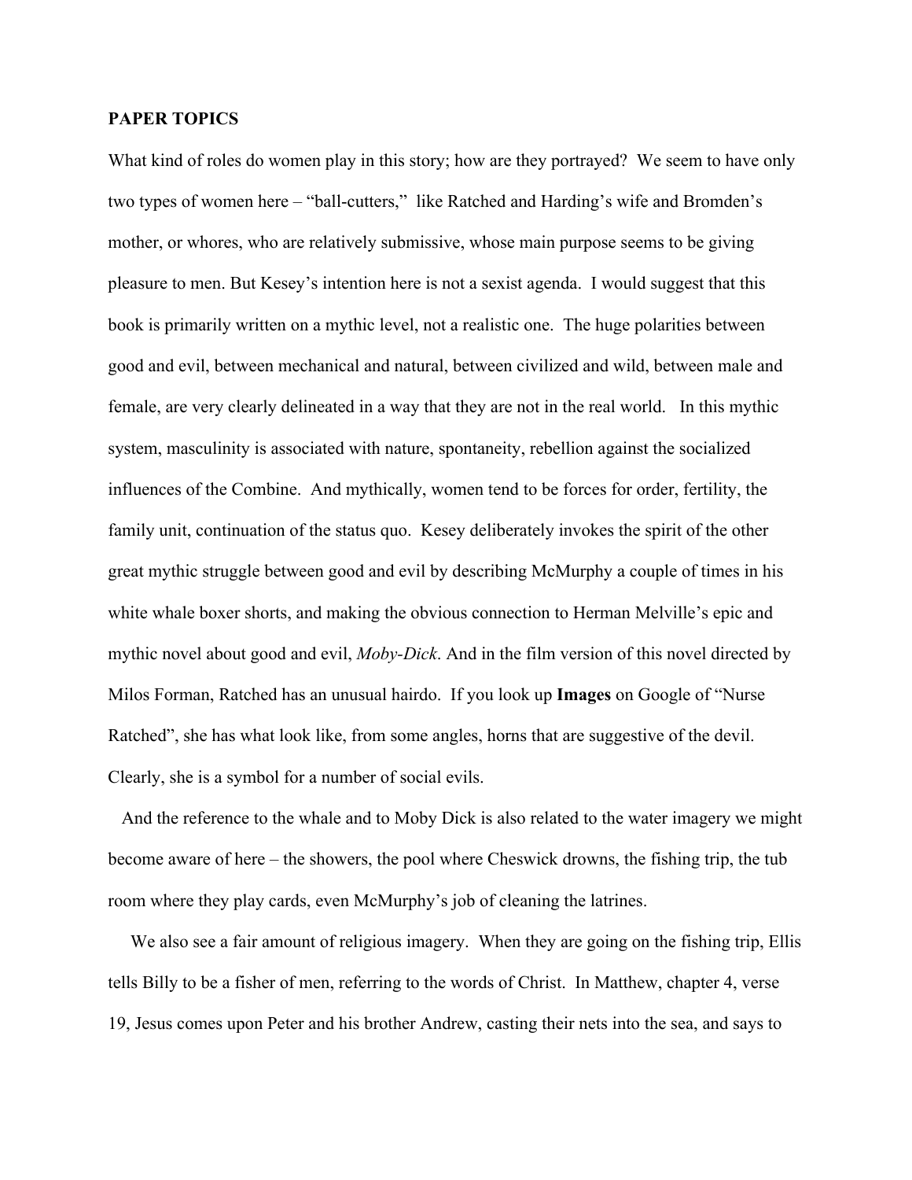**PAPER TOPICS**

What kind of roles do women play in this story; how are they portrayed? We seem to have only two types of women here – "ball-cutters," like Ratched and Harding's wife and Bromden's mother, or whores, who are relatively submissive, whose main purpose seems to be giving pleasure to men. But Kesey's intention here is not a sexist agenda. I would suggest that this book is primarily written on a mythic level, not a realistic one. The huge polarities between good and evil, between mechanical and natural, between civilized and wild, between male and female, are very clearly delineated in a way that they are not in the real world. In this mythic system, masculinity is associated with nature, spontaneity, rebellion against the socialized influences of the Combine. And mythically, women tend to be forces for order, fertility, the family unit, continuation of the status quo. Kesey deliberately invokes the spirit of the other great mythic struggle between good and evil by describing McMurphy a couple of times in his white whale boxer shorts, and making the obvious connection to Herman Melville's epic and mythic novel about good and evil, *Moby-Dick*. And in the film version of this novel directed by Milos Forman, Ratched has an unusual hairdo. If you look up **Images** on Google of "Nurse Ratched", she has what look like, from some angles, horns that are suggestive of the devil. Clearly, she is a symbol for a number of social evils.

And the reference to the whale and to Moby Dick is also related to the water imagery we might become aware of here – the showers, the pool where Cheswick drowns, the fishing trip, the tub room where they play cards, even McMurphy's job of cleaning the latrines.

We also see a fair amount of religious imagery. When they are going on the fishing trip, Ellis tells Billy to be a fisher of men, referring to the words of Christ. In Matthew, chapter 4, verse 19, Jesus comes upon Peter and his brother Andrew, casting their nets into the sea, and says to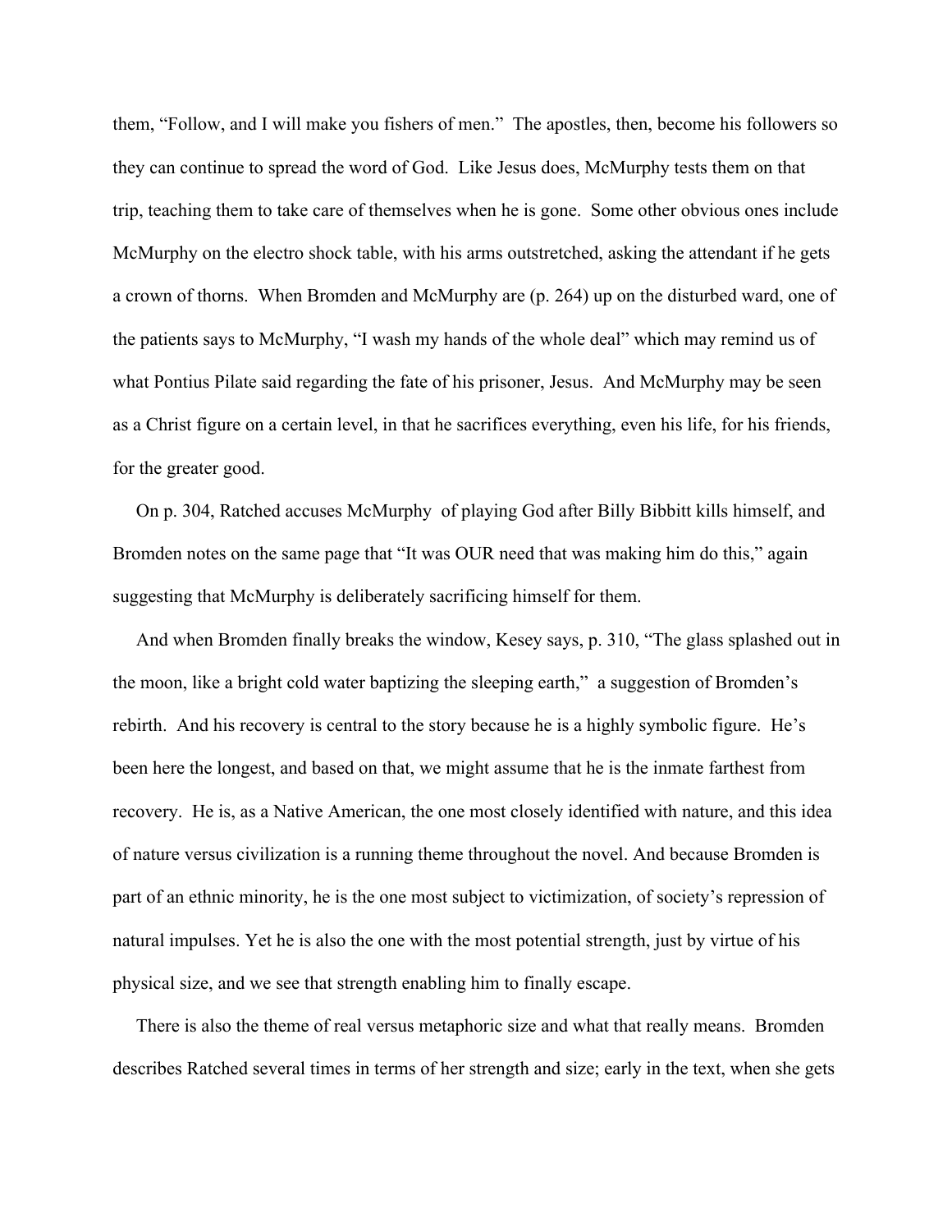them, "Follow, and I will make you fishers of men." The apostles, then, become his followers so they can continue to spread the word of God. Like Jesus does, McMurphy tests them on that trip, teaching them to take care of themselves when he is gone. Some other obvious ones include McMurphy on the electro shock table, with his arms outstretched, asking the attendant if he gets a crown of thorns. When Bromden and McMurphy are (p. 264) up on the disturbed ward, one of the patients says to McMurphy, "I wash my hands of the whole deal" which may remind us of what Pontius Pilate said regarding the fate of his prisoner, Jesus. And McMurphy may be seen as a Christ figure on a certain level, in that he sacrifices everything, even his life, for his friends, for the greater good.

On p. 304, Ratched accuses McMurphy of playing God after Billy Bibbitt kills himself, and Bromden notes on the same page that "It was OUR need that was making him do this," again suggesting that McMurphy is deliberately sacrificing himself for them.

And when Bromden finally breaks the window, Kesey says, p. 310, "The glass splashed out in the moon, like a bright cold water baptizing the sleeping earth," a suggestion of Bromden's rebirth. And his recovery is central to the story because he is a highly symbolic figure. He's been here the longest, and based on that, we might assume that he is the inmate farthest from recovery. He is, as a Native American, the one most closely identified with nature, and this idea of nature versus civilization is a running theme throughout the novel. And because Bromden is part of an ethnic minority, he is the one most subject to victimization, of society's repression of natural impulses. Yet he is also the one with the most potential strength, just by virtue of his physical size, and we see that strength enabling him to finally escape.

There is also the theme of real versus metaphoric size and what that really means. Bromden describes Ratched several times in terms of her strength and size; early in the text, when she gets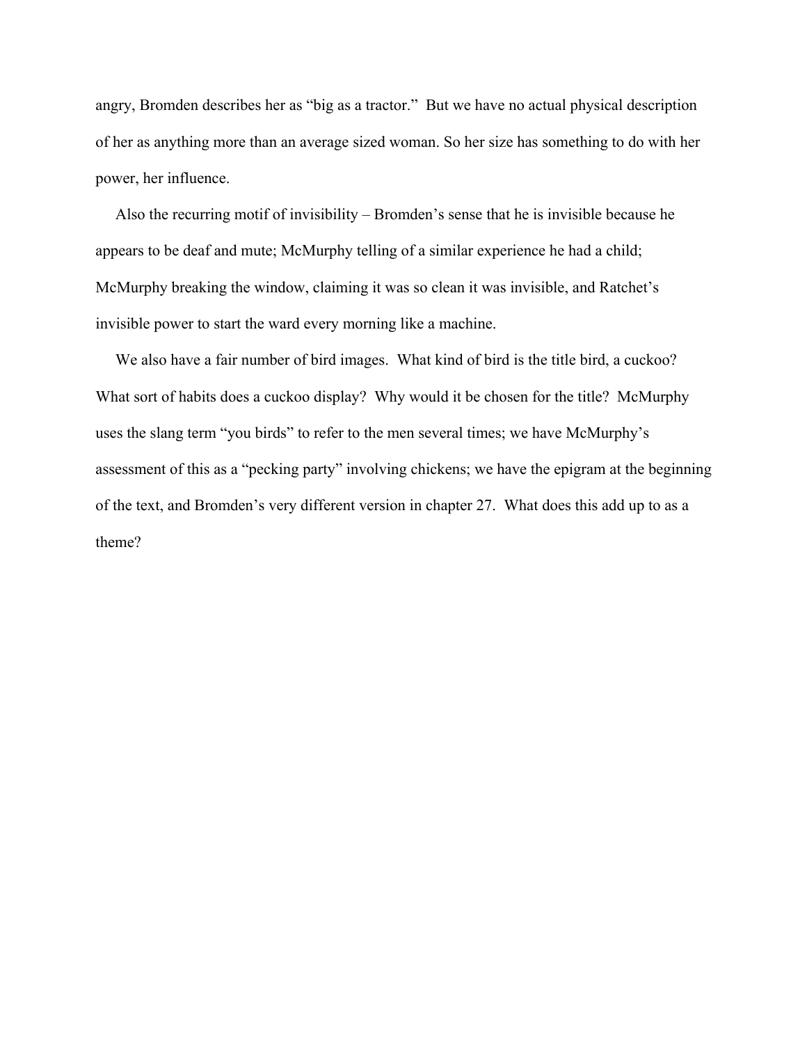angry, Bromden describes her as "big as a tractor." But we have no actual physical description of her as anything more than an average sized woman. So her size has something to do with her power, her influence.

Also the recurring motif of invisibility – Bromden's sense that he is invisible because he appears to be deaf and mute; McMurphy telling of a similar experience he had a child; McMurphy breaking the window, claiming it was so clean it was invisible, and Ratchet's invisible power to start the ward every morning like a machine.

We also have a fair number of bird images. What kind of bird is the title bird, a cuckoo? What sort of habits does a cuckoo display? Why would it be chosen for the title? McMurphy uses the slang term "you birds" to refer to the men several times; we have McMurphy's assessment of this as a "pecking party" involving chickens; we have the epigram at the beginning of the text, and Bromden's very different version in chapter 27. What does this add up to as a theme?